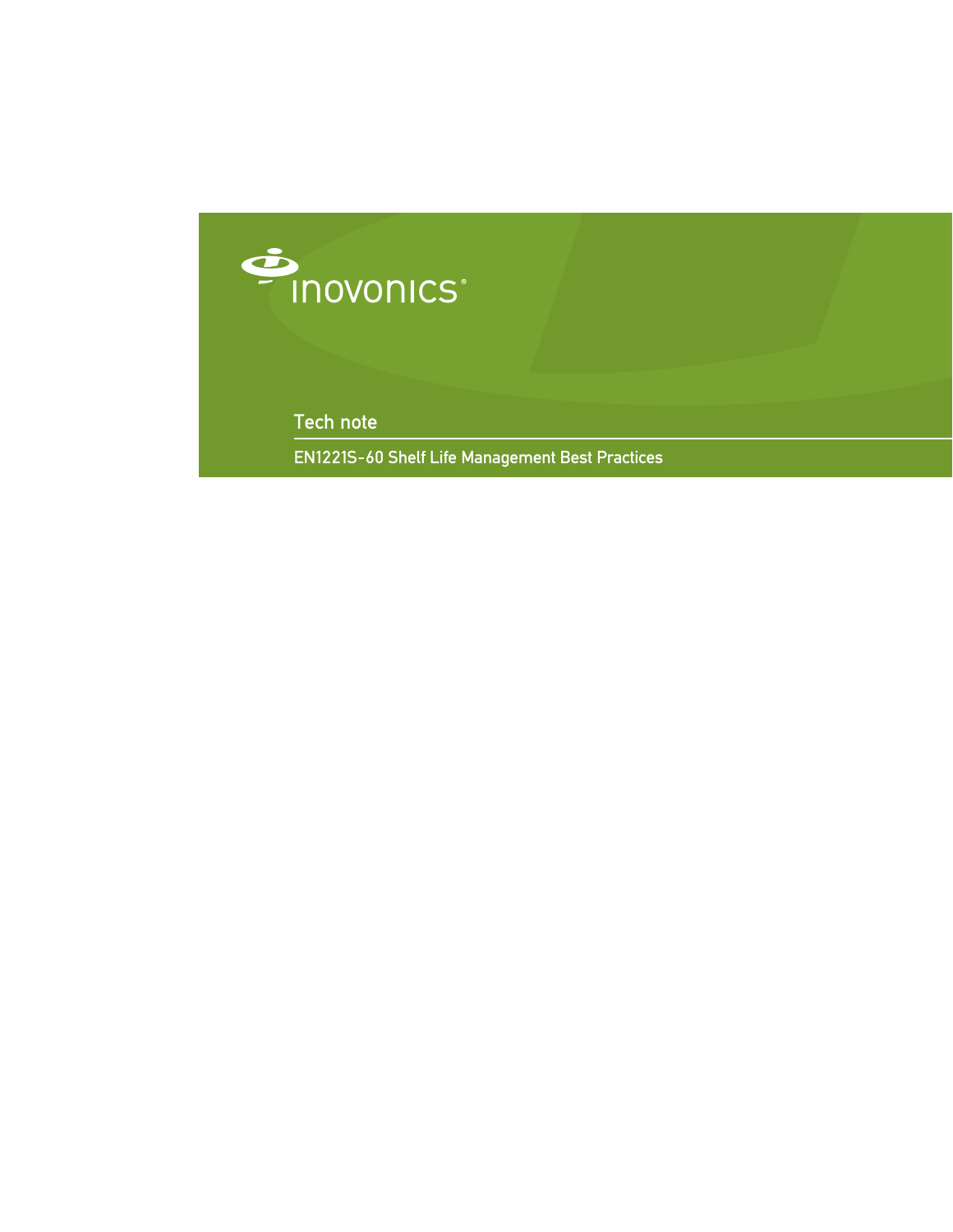inovonics®

Tech note

# EN1221S-60 Shelf Life Management Best Practices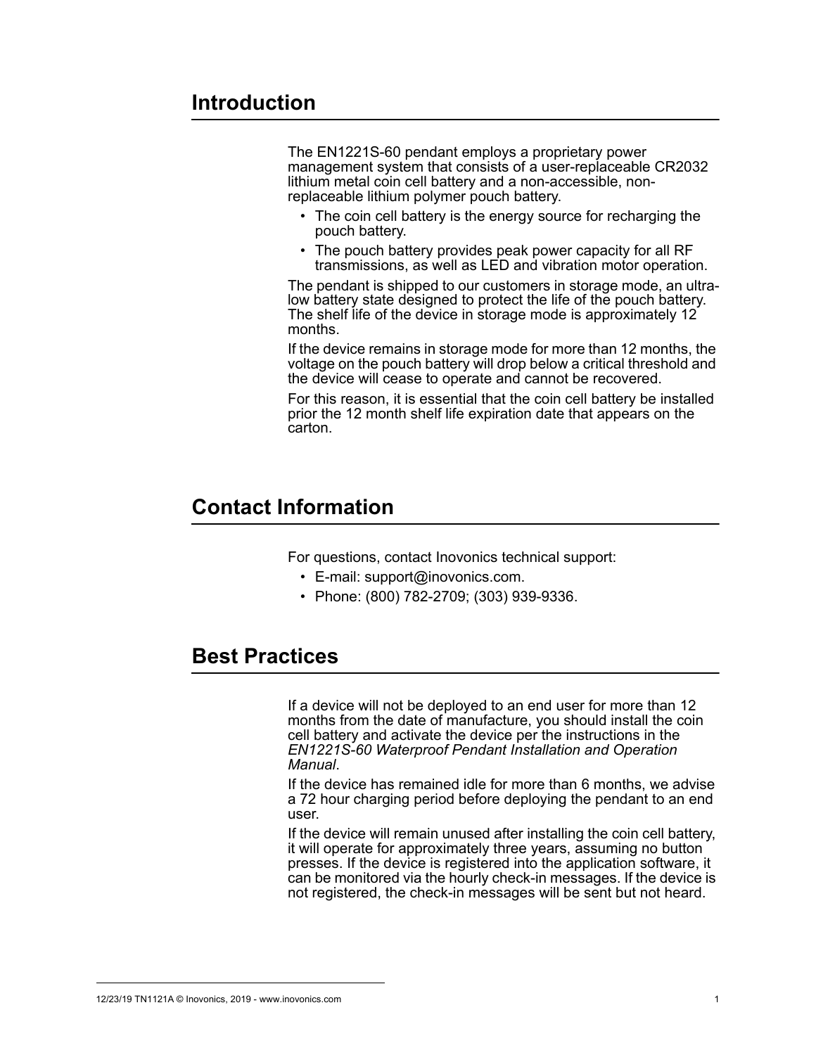## Introduction

The EN1221S-60 pendant employs a proprietary power management system that consists of a user-replaceable CR2032 lithium metal coin cell battery and a non-accessible, non-replaceable lithium polymer pouch battery.

- The coin cell battery is the energy source for recharging the pouch battery.
- The pouch battery provides peak power capacity for all RF transmissions, as well as LED and vibration motor operation.

The pendant is shipped to our customers in storage mode, an ultra-low battery state designed to protect the life of the pouch battery. The shelf life of the device in storage mode is approximately 12 months.

If the device remains in storage mode for more than 12 months, the voltage on the pouch battery will drop below a critical threshold and the device will cease to operate and cannot be recovered.

For this reason, it is essential that the coin cell battery be installed prior the 12 month shelf life expiration date that appears on the carton.

## Contact Information

For questions, contact Inovonics technical support:

- E-mail: support@inovonics.com.
- Phone: (800) 782-2709; (303) 939-9336.

## Best Practices

If a device will not be deployed to an end user for more than 12 months from the date of manufacture, you should install the coin cell battery and activate the device per the instructions in the *EN1221S-60 Waterproof Pendant Installation and Operation Manual*.

If the device has remained idle for more than 6 months, we advise a 72 hour charging period before deploying the pendant to an end user.

If the device will remain unused after installing the coin cell battery, it will operate for approximately three years, assuming no button presses. If the device is registered into the application software, it can be monitored via the hourly check-in messages. If the device is not registered, the check-in messages will be sent but not heard.